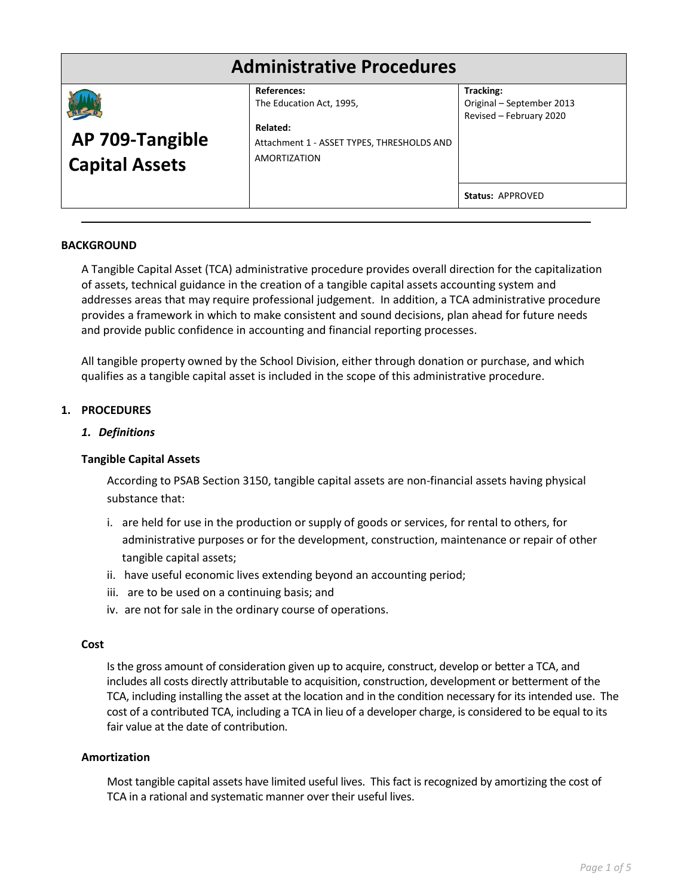# Administrative Procedures

| AP 709-Tangible Capital Assets | References: The Education Act, 1995, Related: Attachment 1 - ASSET TYPES, THRESHOLDS AND AMORTIZATION | Tracking: Original – September 2013 Revised – February 2020 Status: APPROVED |
|---|---|---|

## BACKGROUND

A Tangible Capital Asset (TCA) administrative procedure provides overall direction for the capitalization of assets, technical guidance in the creation of a tangible capital assets accounting system and addresses areas that may require professional judgement. In addition, a TCA administrative procedure provides a framework in which to make consistent and sound decisions, plan ahead for future needs and provide public confidence in accounting and financial reporting processes.

All tangible property owned by the School Division, either through donation or purchase, and which qualifies as a tangible capital asset is included in the scope of this administrative procedure.

## 1. PROCEDURES

### *1. Definitions*

**Tangible Capital Assets**

According to PSAB Section 3150, tangible capital assets are non-financial assets having physical substance that:

i. are held for use in the production or supply of goods or services, for rental to others, for administrative purposes or for the development, construction, maintenance or repair of other tangible capital assets;
ii. have useful economic lives extending beyond an accounting period;
iii. are to be used on a continuing basis; and
iv. are not for sale in the ordinary course of operations.

**Cost**

Is the gross amount of consideration given up to acquire, construct, develop or better a TCA, and includes all costs directly attributable to acquisition, construction, development or betterment of the TCA, including installing the asset at the location and in the condition necessary for its intended use. The cost of a contributed TCA, including a TCA in lieu of a developer charge, is considered to be equal to its fair value at the date of contribution.

**Amortization**

Most tangible capital assets have limited useful lives. This fact is recognized by amortizing the cost of TCA in a rational and systematic manner over their useful lives.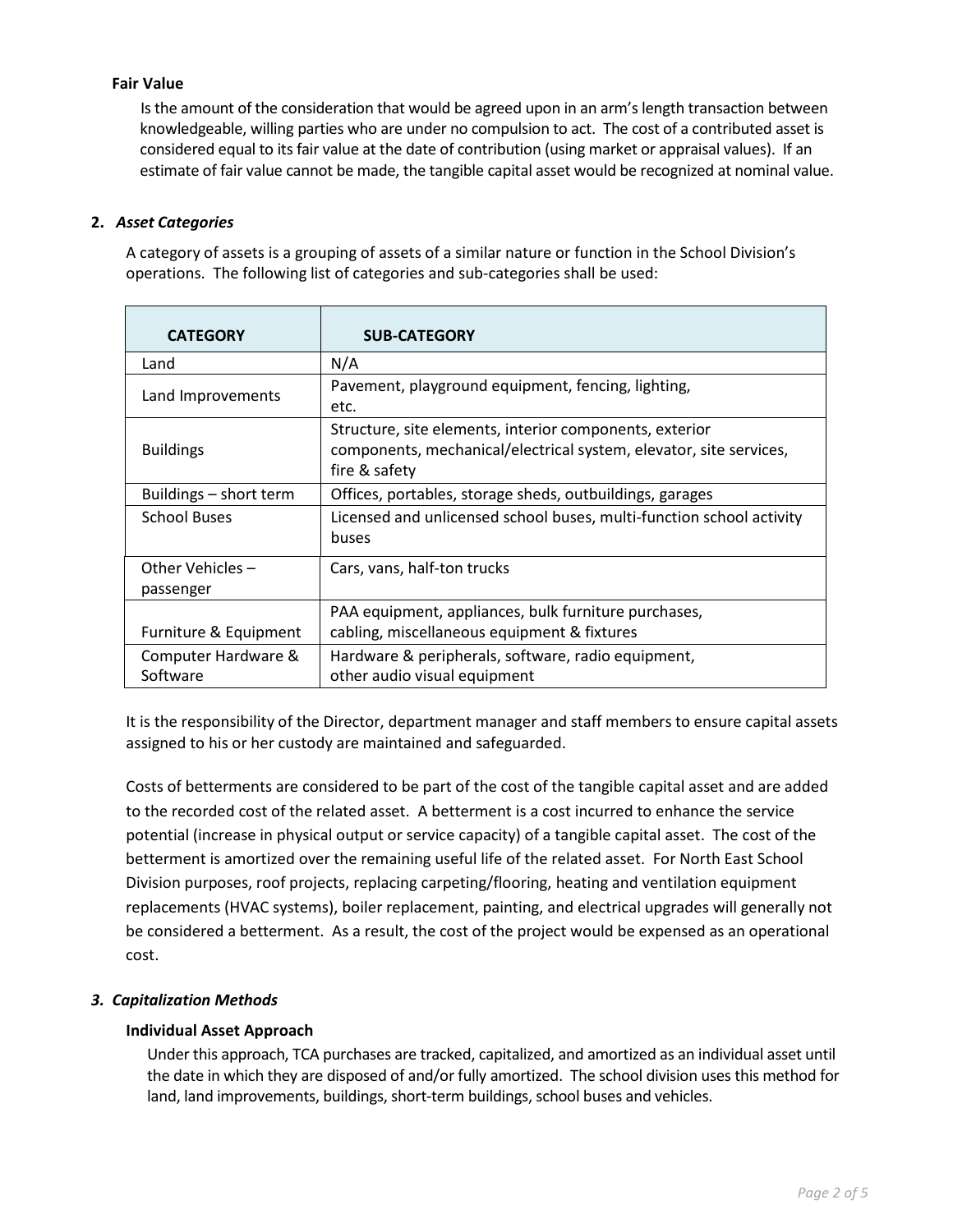**Fair Value**

Is the amount of the consideration that would be agreed upon in an arm's length transaction between knowledgeable, willing parties who are under no compulsion to act. The cost of a contributed asset is considered equal to its fair value at the date of contribution (using market or appraisal values). If an estimate of fair value cannot be made, the tangible capital asset would be recognized at nominal value.

**2.** ***Asset Categories***

A category of assets is a grouping of assets of a similar nature or function in the School Division's operations. The following list of categories and sub-categories shall be used:

| CATEGORY | SUB-CATEGORY |
|---|---|
| Land | N/A |
| Land Improvements | Pavement, playground equipment, fencing, lighting, etc. |
| Buildings | Structure, site elements, interior components, exterior components, mechanical/electrical system, elevator, site services, fire & safety |
| Buildings – short term | Offices, portables, storage sheds, outbuildings, garages |
| School Buses | Licensed and unlicensed school buses, multi-function school activity buses |
| Other Vehicles – passenger | Cars, vans, half-ton trucks |
| Furniture & Equipment | PAA equipment, appliances, bulk furniture purchases, cabling, miscellaneous equipment & fixtures |
| Computer Hardware & Software | Hardware & peripherals, software, radio equipment, other audio visual equipment |

It is the responsibility of the Director, department manager and staff members to ensure capital assets assigned to his or her custody are maintained and safeguarded.

Costs of betterments are considered to be part of the cost of the tangible capital asset and are added to the recorded cost of the related asset. A betterment is a cost incurred to enhance the service potential (increase in physical output or service capacity) of a tangible capital asset. The cost of the betterment is amortized over the remaining useful life of the related asset. For North East School Division purposes, roof projects, replacing carpeting/flooring, heating and ventilation equipment replacements (HVAC systems), boiler replacement, painting, and electrical upgrades will generally not be considered a betterment. As a result, the cost of the project would be expensed as an operational cost.

***3. Capitalization Methods***

**Individual Asset Approach**

Under this approach, TCA purchases are tracked, capitalized, and amortized as an individual asset until the date in which they are disposed of and/or fully amortized. The school division uses this method for land, land improvements, buildings, short-term buildings, school buses and vehicles.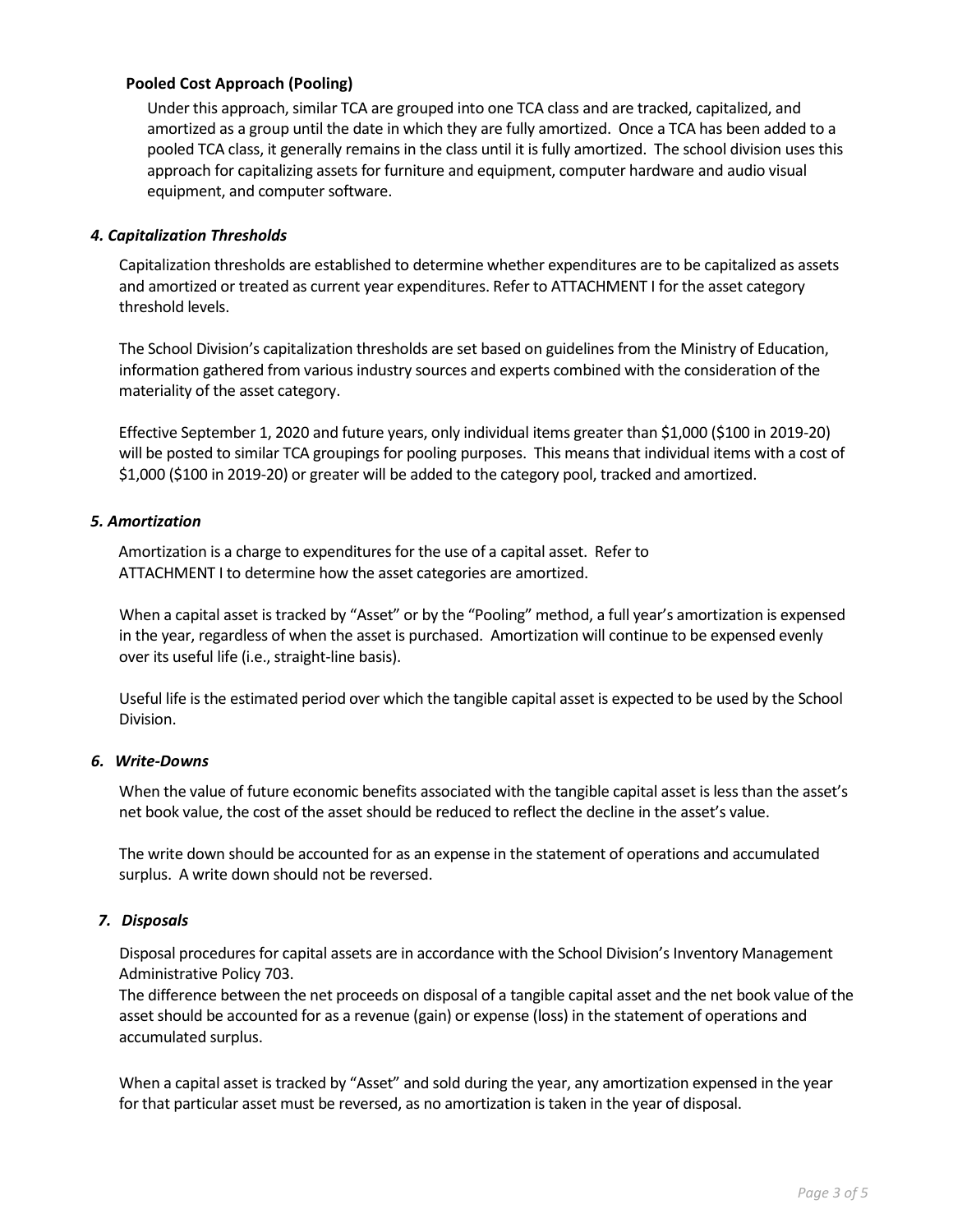**Pooled Cost Approach (Pooling)**

Under this approach, similar TCA are grouped into one TCA class and are tracked, capitalized, and amortized as a group until the date in which they are fully amortized. Once a TCA has been added to a pooled TCA class, it generally remains in the class until it is fully amortized. The school division uses this approach for capitalizing assets for furniture and equipment, computer hardware and audio visual equipment, and computer software.

### *4. Capitalization Thresholds*

Capitalization thresholds are established to determine whether expenditures are to be capitalized as assets and amortized or treated as current year expenditures. Refer to ATTACHMENT I for the asset category threshold levels.

The School Division's capitalization thresholds are set based on guidelines from the Ministry of Education, information gathered from various industry sources and experts combined with the consideration of the materiality of the asset category.

Effective September 1, 2020 and future years, only individual items greater than $1,000 ($100 in 2019-20) will be posted to similar TCA groupings for pooling purposes. This means that individual items with a cost of $1,000 ($100 in 2019-20) or greater will be added to the category pool, tracked and amortized.

### *5. Amortization*

Amortization is a charge to expenditures for the use of a capital asset. Refer to ATTACHMENT I to determine how the asset categories are amortized.

When a capital asset is tracked by "Asset" or by the "Pooling" method, a full year's amortization is expensed in the year, regardless of when the asset is purchased. Amortization will continue to be expensed evenly over its useful life (i.e., straight-line basis).

Useful life is the estimated period over which the tangible capital asset is expected to be used by the School Division.

### *6. Write-Downs*

When the value of future economic benefits associated with the tangible capital asset is less than the asset's net book value, the cost of the asset should be reduced to reflect the decline in the asset's value.

The write down should be accounted for as an expense in the statement of operations and accumulated surplus. A write down should not be reversed.

### *7. Disposals*

Disposal procedures for capital assets are in accordance with the School Division's Inventory Management Administrative Policy 703.
The difference between the net proceeds on disposal of a tangible capital asset and the net book value of the asset should be accounted for as a revenue (gain) or expense (loss) in the statement of operations and accumulated surplus.

When a capital asset is tracked by "Asset" and sold during the year, any amortization expensed in the year for that particular asset must be reversed, as no amortization is taken in the year of disposal.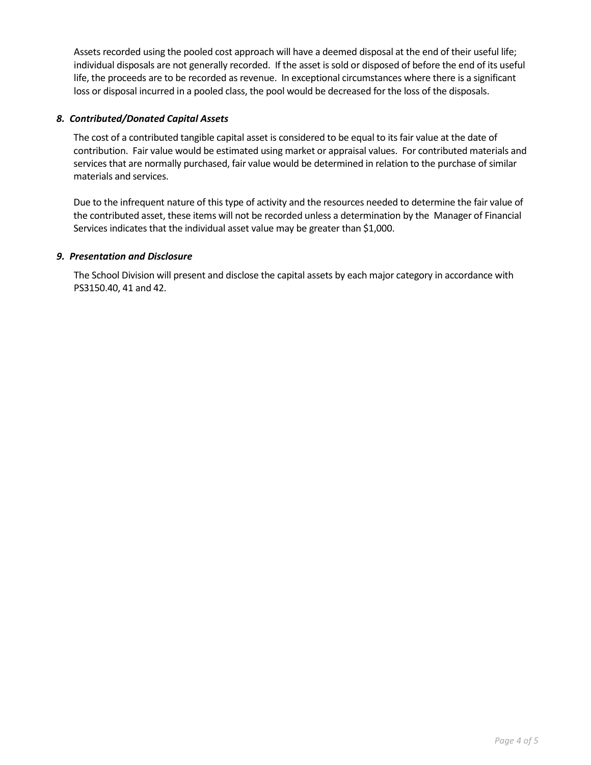Assets recorded using the pooled cost approach will have a deemed disposal at the end of their useful life; individual disposals are not generally recorded. If the asset is sold or disposed of before the end of its useful life, the proceeds are to be recorded as revenue. In exceptional circumstances where there is a significant loss or disposal incurred in a pooled class, the pool would be decreased for the loss of the disposals.

### *8. Contributed/Donated Capital Assets*

The cost of a contributed tangible capital asset is considered to be equal to its fair value at the date of contribution. Fair value would be estimated using market or appraisal values. For contributed materials and services that are normally purchased, fair value would be determined in relation to the purchase of similar materials and services.

Due to the infrequent nature of this type of activity and the resources needed to determine the fair value of the contributed asset, these items will not be recorded unless a determination by the Manager of Financial Services indicates that the individual asset value may be greater than $1,000.

### *9. Presentation and Disclosure*

The School Division will present and disclose the capital assets by each major category in accordance with PS3150.40, 41 and 42.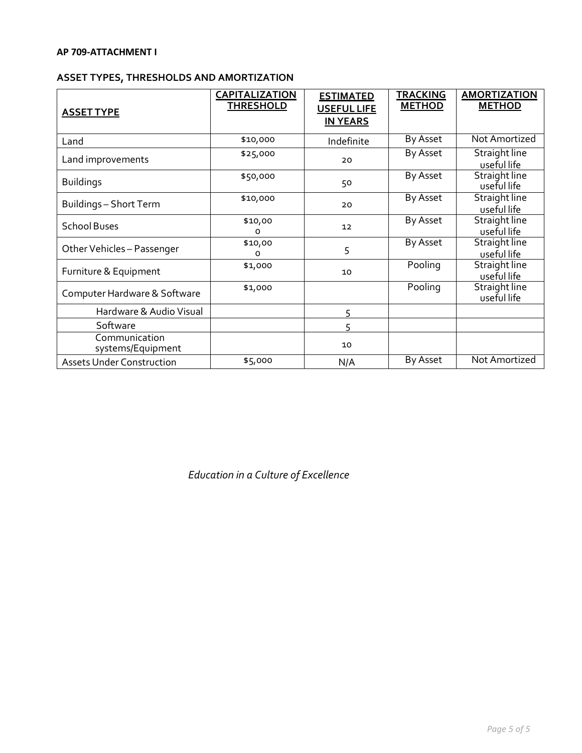**AP 709-ATTACHMENT I**

## ASSET TYPES, THRESHOLDS AND AMORTIZATION

| ASSET TYPE | CAPITALIZATION THRESHOLD | ESTIMATED USEFUL LIFE IN YEARS | TRACKING METHOD | AMORTIZATION METHOD |
|---|---|---|---|---|
| Land | $10,000 | Indefinite | By Asset | Not Amortized |
| Land improvements | $25,000 | 20 | By Asset | Straight line useful life |
| Buildings | $50,000 | 50 | By Asset | Straight line useful life |
| Buildings – Short Term | $10,000 | 20 | By Asset | Straight line useful life |
| School Buses | $10,000 | 12 | By Asset | Straight line useful life |
| Other Vehicles – Passenger | $10,000 | 5 | By Asset | Straight line useful life |
| Furniture & Equipment | $1,000 | 10 | Pooling | Straight line useful life |
| Computer Hardware & Software | $1,000 | | Pooling | Straight line useful life |
| Hardware & Audio Visual | | 5 | | |
| Software | | 5 | | |
| Communication systems/Equipment | | 10 | | |
| Assets Under Construction | $5,000 | N/A | By Asset | Not Amortized |

*Education in a Culture of Excellence*